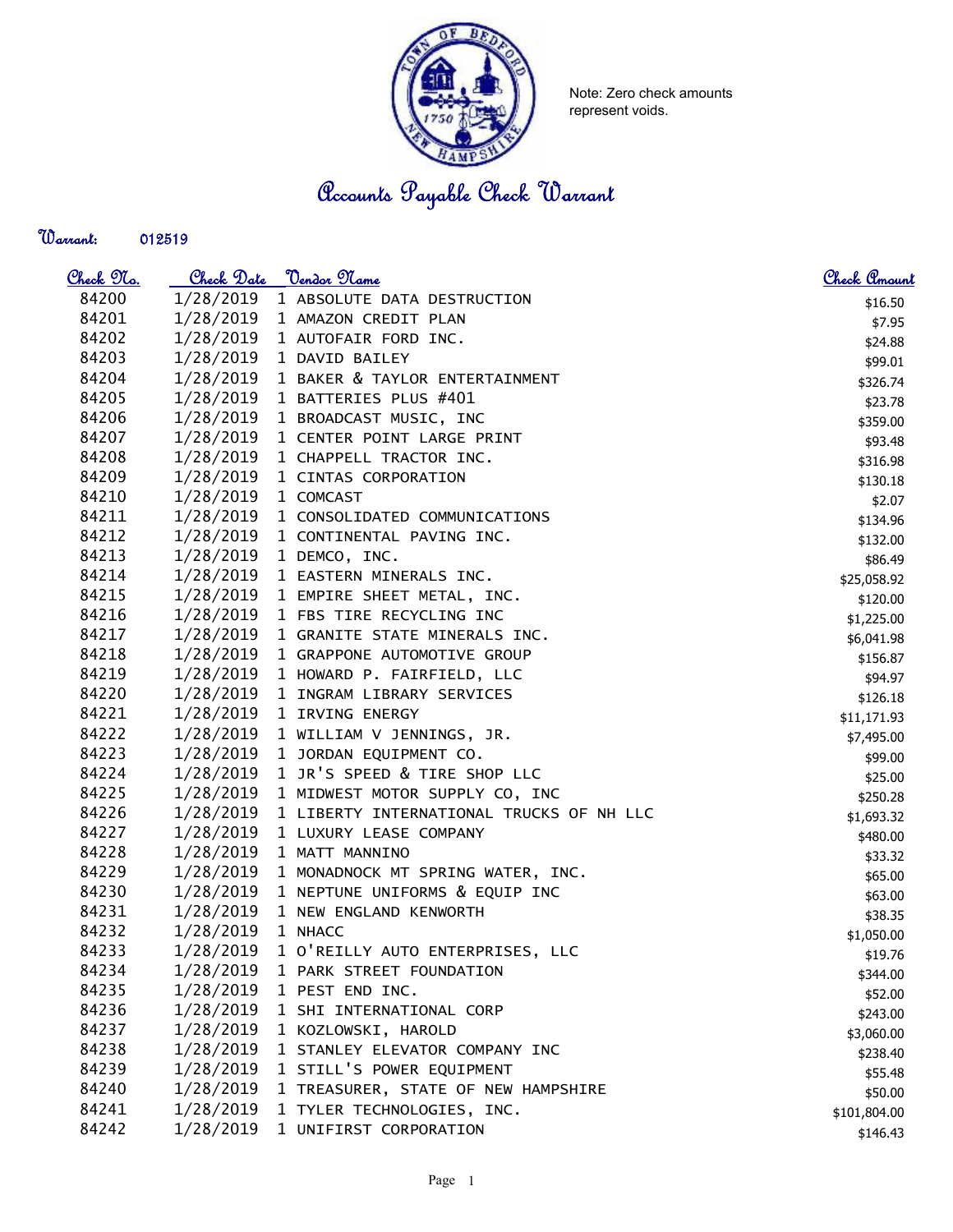Note: Zero check amounts represent voids.

# Accounts Payable Check Warrant

**Warrant:** 012519

| Check No. | Check Date | Vendor Name | Check Amount |
|---|---|---|---|
| 84200 | 1/28/2019 | 1 ABSOLUTE DATA DESTRUCTION | $16.50 |
| 84201 | 1/28/2019 | 1 AMAZON CREDIT PLAN | $7.95 |
| 84202 | 1/28/2019 | 1 AUTOFAIR FORD INC. | $24.88 |
| 84203 | 1/28/2019 | 1 DAVID BAILEY | $99.01 |
| 84204 | 1/28/2019 | 1 BAKER & TAYLOR ENTERTAINMENT | $326.74 |
| 84205 | 1/28/2019 | 1 BATTERIES PLUS #401 | $23.78 |
| 84206 | 1/28/2019 | 1 BROADCAST MUSIC, INC | $359.00 |
| 84207 | 1/28/2019 | 1 CENTER POINT LARGE PRINT | $93.48 |
| 84208 | 1/28/2019 | 1 CHAPPELL TRACTOR INC. | $316.98 |
| 84209 | 1/28/2019 | 1 CINTAS CORPORATION | $130.18 |
| 84210 | 1/28/2019 | 1 COMCAST | $2.07 |
| 84211 | 1/28/2019 | 1 CONSOLIDATED COMMUNICATIONS | $134.96 |
| 84212 | 1/28/2019 | 1 CONTINENTAL PAVING INC. | $132.00 |
| 84213 | 1/28/2019 | 1 DEMCO, INC. | $86.49 |
| 84214 | 1/28/2019 | 1 EASTERN MINERALS INC. | $25,058.92 |
| 84215 | 1/28/2019 | 1 EMPIRE SHEET METAL, INC. | $120.00 |
| 84216 | 1/28/2019 | 1 FBS TIRE RECYCLING INC | $1,225.00 |
| 84217 | 1/28/2019 | 1 GRANITE STATE MINERALS INC. | $6,041.98 |
| 84218 | 1/28/2019 | 1 GRAPPONE AUTOMOTIVE GROUP | $156.87 |
| 84219 | 1/28/2019 | 1 HOWARD P. FAIRFIELD, LLC | $94.97 |
| 84220 | 1/28/2019 | 1 INGRAM LIBRARY SERVICES | $126.18 |
| 84221 | 1/28/2019 | 1 IRVING ENERGY | $11,171.93 |
| 84222 | 1/28/2019 | 1 WILLIAM V JENNINGS, JR. | $7,495.00 |
| 84223 | 1/28/2019 | 1 JORDAN EQUIPMENT CO. | $99.00 |
| 84224 | 1/28/2019 | 1 JR'S SPEED & TIRE SHOP LLC | $25.00 |
| 84225 | 1/28/2019 | 1 MIDWEST MOTOR SUPPLY CO, INC | $250.28 |
| 84226 | 1/28/2019 | 1 LIBERTY INTERNATIONAL TRUCKS OF NH LLC | $1,693.32 |
| 84227 | 1/28/2019 | 1 LUXURY LEASE COMPANY | $480.00 |
| 84228 | 1/28/2019 | 1 MATT MANNINO | $33.32 |
| 84229 | 1/28/2019 | 1 MONADNOCK MT SPRING WATER, INC. | $65.00 |
| 84230 | 1/28/2019 | 1 NEPTUNE UNIFORMS & EQUIP INC | $63.00 |
| 84231 | 1/28/2019 | 1 NEW ENGLAND KENWORTH | $38.35 |
| 84232 | 1/28/2019 | 1 NHACC | $1,050.00 |
| 84233 | 1/28/2019 | 1 O'REILLY AUTO ENTERPRISES, LLC | $19.76 |
| 84234 | 1/28/2019 | 1 PARK STREET FOUNDATION | $344.00 |
| 84235 | 1/28/2019 | 1 PEST END INC. | $52.00 |
| 84236 | 1/28/2019 | 1 SHI INTERNATIONAL CORP | $243.00 |
| 84237 | 1/28/2019 | 1 KOZLOWSKI, HAROLD | $3,060.00 |
| 84238 | 1/28/2019 | 1 STANLEY ELEVATOR COMPANY INC | $238.40 |
| 84239 | 1/28/2019 | 1 STILL'S POWER EQUIPMENT | $55.48 |
| 84240 | 1/28/2019 | 1 TREASURER, STATE OF NEW HAMPSHIRE | $50.00 |
| 84241 | 1/28/2019 | 1 TYLER TECHNOLOGIES, INC. | $101,804.00 |
| 84242 | 1/28/2019 | 1 UNIFIRST CORPORATION | $146.43 |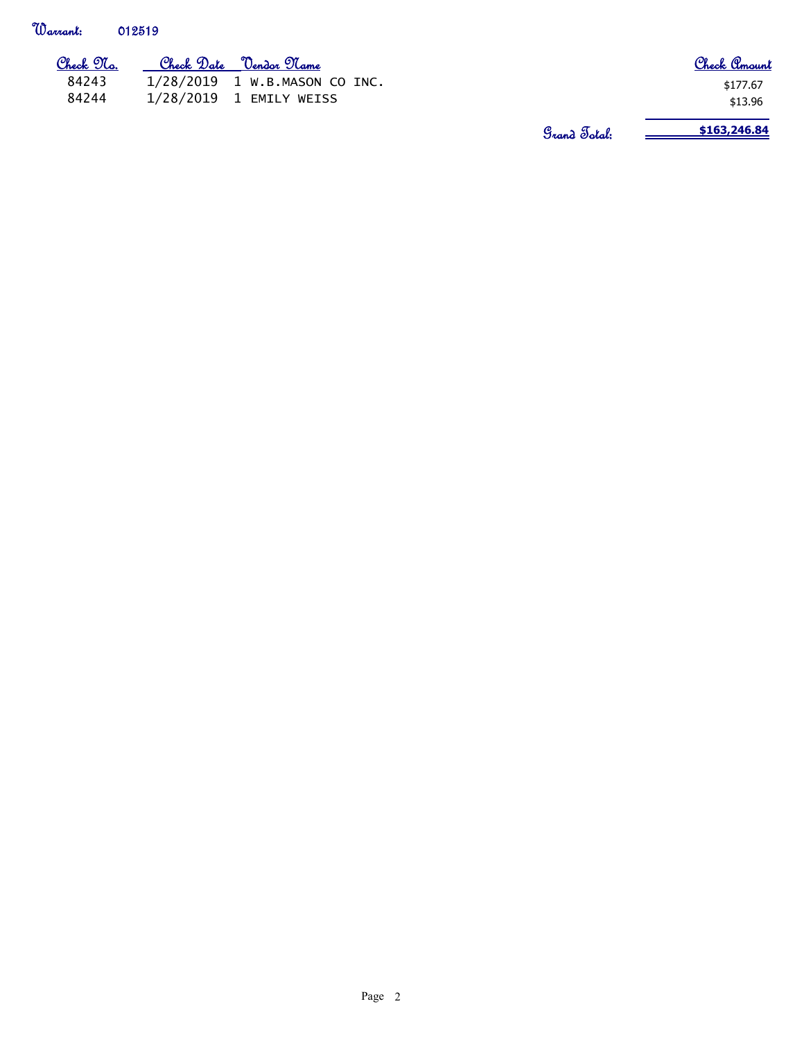Warrant: 012519

| Check No. | Check Date | Vendor Name | Check Amount |
|---|---|---|---|
| 84243 | 1/28/2019 | 1 W.B.MASON CO INC. | $177.67 |
| 84244 | 1/28/2019 | 1 EMILY WEISS | $13.96 |
| | | Grand Total: | **$163,246.84** |